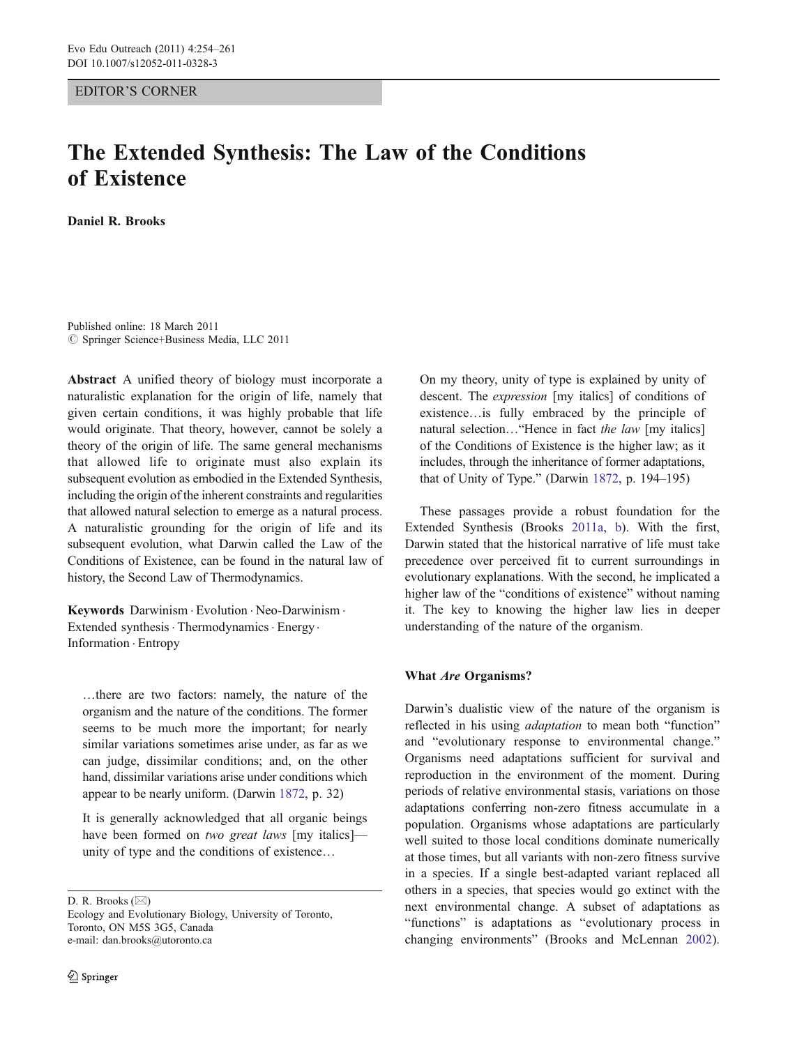EDITOR'S CORNER

# The Extended Synthesis: The Law of the Conditions of Existence

**Daniel R. Brooks**

Published online: 18 March 2011
© Springer Science+Business Media, LLC 2011

**Abstract** A unified theory of biology must incorporate a naturalistic explanation for the origin of life, namely that given certain conditions, it was highly probable that life would originate. That theory, however, cannot be solely a theory of the origin of life. The same general mechanisms that allowed life to originate must also explain its subsequent evolution as embodied in the Extended Synthesis, including the origin of the inherent constraints and regularities that allowed natural selection to emerge as a natural process. A naturalistic grounding for the origin of life and its subsequent evolution, what Darwin called the Law of the Conditions of Existence, can be found in the natural law of history, the Second Law of Thermodynamics.

**Keywords** Darwinism · Evolution · Neo-Darwinism · Extended synthesis · Thermodynamics · Energy · Information · Entropy

> …there are two factors: namely, the nature of the organism and the nature of the conditions. The former seems to be much more the important; for nearly similar variations sometimes arise under, as far as we can judge, dissimilar conditions; and, on the other hand, dissimilar variations arise under conditions which appear to be nearly uniform. (Darwin 1872, p. 32)

> It is generally acknowledged that all organic beings have been formed on *two great laws* [my italics]—unity of type and the conditions of existence…
>
> On my theory, unity of type is explained by unity of descent. The *expression* [my italics] of conditions of existence…is fully embraced by the principle of natural selection…"Hence in fact *the law* [my italics] of the Conditions of Existence is the higher law; as it includes, through the inheritance of former adaptations, that of Unity of Type." (Darwin 1872, p. 194–195)

These passages provide a robust foundation for the Extended Synthesis (Brooks 2011a, b). With the first, Darwin stated that the historical narrative of life must take precedence over perceived fit to current surroundings in evolutionary explanations. With the second, he implicated a higher law of the "conditions of existence" without naming it. The key to knowing the higher law lies in deeper understanding of the nature of the organism.

## What *Are* Organisms?

Darwin's dualistic view of the nature of the organism is reflected in his using *adaptation* to mean both "function" and "evolutionary response to environmental change." Organisms need adaptations sufficient for survival and reproduction in the environment of the moment. During periods of relative environmental stasis, variations on those adaptations conferring non-zero fitness accumulate in a population. Organisms whose adaptations are particularly well suited to those local conditions dominate numerically at those times, but all variants with non-zero fitness survive in a species. If a single best-adapted variant replaced all others in a species, that species would go extinct with the next environmental change. A subset of adaptations as "functions" is adaptations as "evolutionary process in changing environments" (Brooks and McLennan 2002).

D. R. Brooks (✉)
Ecology and Evolutionary Biology, University of Toronto,
Toronto, ON M5S 3G5, Canada
e-mail: dan.brooks@utoronto.ca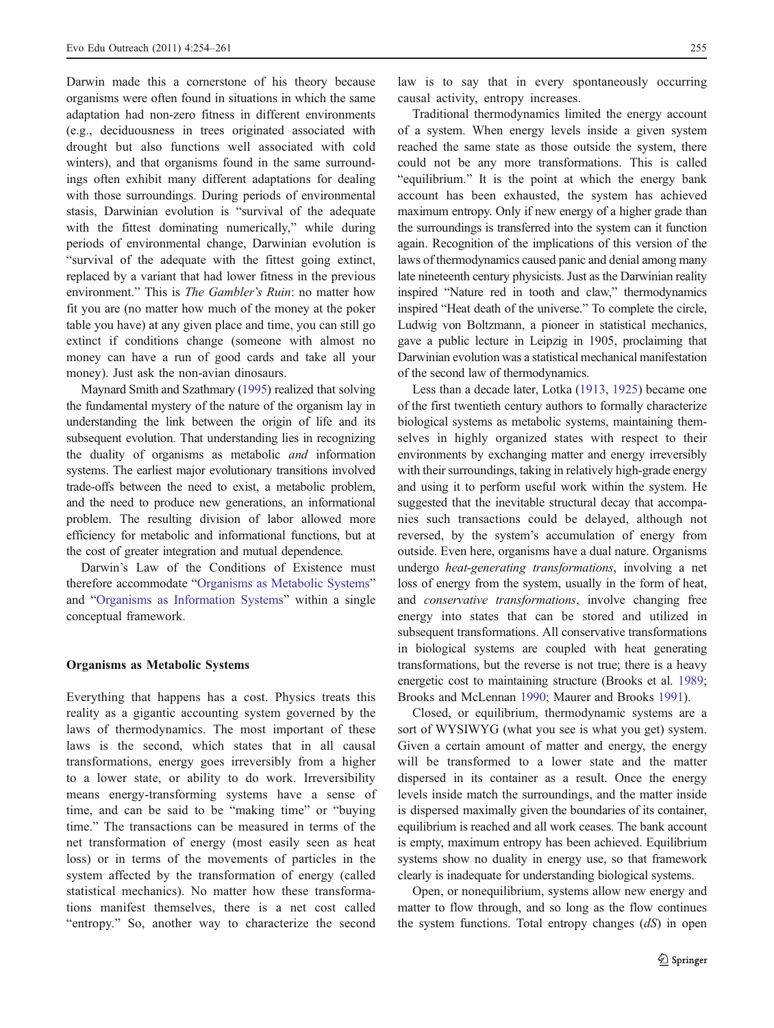Darwin made this a cornerstone of his theory because organisms were often found in situations in which the same adaptation had non-zero fitness in different environments (e.g., deciduousness in trees originated associated with drought but also functions well associated with cold winters), and that organisms found in the same surroundings often exhibit many different adaptations for dealing with those surroundings. During periods of environmental stasis, Darwinian evolution is "survival of the adequate with the fittest dominating numerically," while during periods of environmental change, Darwinian evolution is "survival of the adequate with the fittest going extinct, replaced by a variant that had lower fitness in the previous environment." This is *The Gambler's Ruin*: no matter how fit you are (no matter how much of the money at the poker table you have) at any given place and time, you can still go extinct if conditions change (someone with almost no money can have a run of good cards and take all your money). Just ask the non-avian dinosaurs.

Maynard Smith and Szathmary (1995) realized that solving the fundamental mystery of the nature of the organism lay in understanding the link between the origin of life and its subsequent evolution. That understanding lies in recognizing the duality of organisms as metabolic *and* information systems. The earliest major evolutionary transitions involved trade-offs between the need to exist, a metabolic problem, and the need to produce new generations, an informational problem. The resulting division of labor allowed more efficiency for metabolic and informational functions, but at the cost of greater integration and mutual dependence.

Darwin's Law of the Conditions of Existence must therefore accommodate "Organisms as Metabolic Systems" and "Organisms as Information Systems" within a single conceptual framework.

## Organisms as Metabolic Systems

Everything that happens has a cost. Physics treats this reality as a gigantic accounting system governed by the laws of thermodynamics. The most important of these laws is the second, which states that in all causal transformations, energy goes irreversibly from a higher to a lower state, or ability to do work. Irreversibility means energy-transforming systems have a sense of time, and can be said to be "making time" or "buying time." The transactions can be measured in terms of the net transformation of energy (most easily seen as heat loss) or in terms of the movements of particles in the system affected by the transformation of energy (called statistical mechanics). No matter how these transformations manifest themselves, there is a net cost called "entropy." So, another way to characterize the second law is to say that in every spontaneously occurring causal activity, entropy increases.

Traditional thermodynamics limited the energy account of a system. When energy levels inside a given system reached the same state as those outside the system, there could not be any more transformations. This is called "equilibrium." It is the point at which the energy bank account has been exhausted, the system has achieved maximum entropy. Only if new energy of a higher grade than the surroundings is transferred into the system can it function again. Recognition of the implications of this version of the laws of thermodynamics caused panic and denial among many late nineteenth century physicists. Just as the Darwinian reality inspired "Nature red in tooth and claw," thermodynamics inspired "Heat death of the universe." To complete the circle, Ludwig von Boltzmann, a pioneer in statistical mechanics, gave a public lecture in Leipzig in 1905, proclaiming that Darwinian evolution was a statistical mechanical manifestation of the second law of thermodynamics.

Less than a decade later, Lotka (1913, 1925) became one of the first twentieth century authors to formally characterize biological systems as metabolic systems, maintaining themselves in highly organized states with respect to their environments by exchanging matter and energy irreversibly with their surroundings, taking in relatively high-grade energy and using it to perform useful work within the system. He suggested that the inevitable structural decay that accompanies such transactions could be delayed, although not reversed, by the system's accumulation of energy from outside. Even here, organisms have a dual nature. Organisms undergo *heat-generating transformations*, involving a net loss of energy from the system, usually in the form of heat, and *conservative transformations*, involve changing free energy into states that can be stored and utilized in subsequent transformations. All conservative transformations in biological systems are coupled with heat generating transformations, but the reverse is not true; there is a heavy energetic cost to maintaining structure (Brooks et al. 1989; Brooks and McLennan 1990; Maurer and Brooks 1991).

Closed, or equilibrium, thermodynamic systems are a sort of WYSIWYG (what you see is what you get) system. Given a certain amount of matter and energy, the energy will be transformed to a lower state and the matter dispersed in its container as a result. Once the energy levels inside match the surroundings, and the matter inside is dispersed maximally given the boundaries of its container, equilibrium is reached and all work ceases. The bank account is empty, maximum entropy has been achieved. Equilibrium systems show no duality in energy use, so that framework clearly is inadequate for understanding biological systems.

Open, or nonequilibrium, systems allow new energy and matter to flow through, and so long as the flow continues the system functions. Total entropy changes ($dS$) in open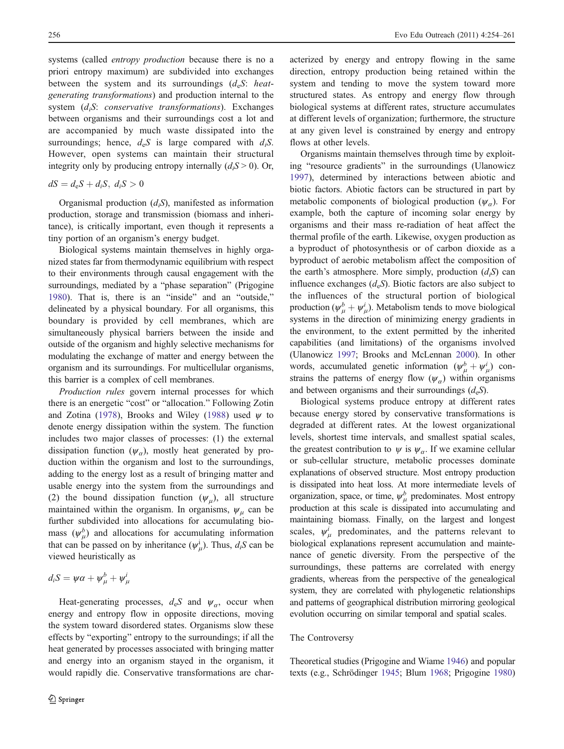systems (called *entropy production* because there is no a priori entropy maximum) are subdivided into exchanges between the system and its surroundings ($d_eS$: *heat-generating transformations*) and production internal to the system ($d_iS$: *conservative transformations*). Exchanges between organisms and their surroundings cost a lot and are accompanied by much waste dissipated into the surroundings; hence, $d_eS$ is large compared with $d_iS$. However, open systems can maintain their structural integrity only by producing entropy internally ($d_iS > 0$). Or,

$$dS = d_eS + d_iS,\ d_iS > 0$$

Organismal production ($d_iS$), manifested as information production, storage and transmission (biomass and inheritance), is critically important, even though it represents a tiny portion of an organism's energy budget.

Biological systems maintain themselves in highly organized states far from thermodynamic equilibrium with respect to their environments through causal engagement with the surroundings, mediated by a "phase separation" (Prigogine 1980). That is, there is an "inside" and an "outside," delineated by a physical boundary. For all organisms, this boundary is provided by cell membranes, which are simultaneously physical barriers between the inside and outside of the organism and highly selective mechanisms for modulating the exchange of matter and energy between the organism and its surroundings. For multicellular organisms, this barrier is a complex of cell membranes.

*Production rules* govern internal processes for which there is an energetic "cost" or "allocation." Following Zotin and Zotina (1978), Brooks and Wiley (1988) used $\psi$ to denote energy dissipation within the system. The function includes two major classes of processes: (1) the external dissipation function ($\psi_\alpha$), mostly heat generated by production within the organism and lost to the surroundings, adding to the energy lost as a result of bringing matter and usable energy into the system from the surroundings and (2) the bound dissipation function ($\psi_\mu$), all structure maintained within the organism. In organisms, $\psi_\mu$ can be further subdivided into allocations for accumulating biomass ($\psi_\mu^b$) and allocations for accumulating information that can be passed on by inheritance ($\psi_\mu^i$). Thus, $d_iS$ can be viewed heuristically as

$$d_iS = \psi\alpha + \psi_\mu^b + \psi_\mu^i$$

Heat-generating processes, $d_eS$ and $\psi_\alpha$, occur when energy and entropy flow in opposite directions, moving the system toward disordered states. Organisms slow these effects by "exporting" entropy to the surroundings; if all the heat generated by processes associated with bringing matter and energy into an organism stayed in the organism, it would rapidly die. Conservative transformations are characterized by energy and entropy flowing in the same direction, entropy production being retained within the system and tending to move the system toward more structured states. As entropy and energy flow through biological systems at different rates, structure accumulates at different levels of organization; furthermore, the structure at any given level is constrained by energy and entropy flows at other levels.

Organisms maintain themselves through time by exploiting "resource gradients" in the surroundings (Ulanowicz 1997), determined by interactions between abiotic and biotic factors. Abiotic factors can be structured in part by metabolic components of biological production ($\psi_\alpha$). For example, both the capture of incoming solar energy by organisms and their mass re-radiation of heat affect the thermal profile of the earth. Likewise, oxygen production as a byproduct of photosynthesis or of carbon dioxide as a byproduct of aerobic metabolism affect the composition of the earth's atmosphere. More simply, production ($d_iS$) can influence exchanges ($d_eS$). Biotic factors are also subject to the influences of the structural portion of biological production ($\psi_\mu^b + \psi_\mu^i$). Metabolism tends to move biological systems in the direction of minimizing energy gradients in the environment, to the extent permitted by the inherited capabilities (and limitations) of the organisms involved (Ulanowicz 1997; Brooks and McLennan 2000). In other words, accumulated genetic information ($\psi_\mu^b + \psi_\mu^i$) constrains the patterns of energy flow ($\psi_\alpha$) within organisms and between organisms and their surroundings ($d_eS$).

Biological systems produce entropy at different rates because energy stored by conservative transformations is degraded at different rates. At the lowest organizational levels, shortest time intervals, and smallest spatial scales, the greatest contribution to $\psi$ is $\psi_\alpha$. If we examine cellular or sub-cellular structure, metabolic processes dominate explanations of observed structure. Most entropy production is dissipated into heat loss. At more intermediate levels of organization, space, or time, $\psi_\mu^b$ predominates. Most entropy production at this scale is dissipated into accumulating and maintaining biomass. Finally, on the largest and longest scales, $\psi_\mu^i$ predominates, and the patterns relevant to biological explanations represent accumulation and maintenance of genetic diversity. From the perspective of the surroundings, these patterns are correlated with energy gradients, whereas from the perspective of the genealogical system, they are correlated with phylogenetic relationships and patterns of geographical distribution mirroring geological evolution occurring on similar temporal and spatial scales.

## The Controversy

Theoretical studies (Prigogine and Wiame 1946) and popular texts (e.g., Schrödinger 1945; Blum 1968; Prigogine 1980)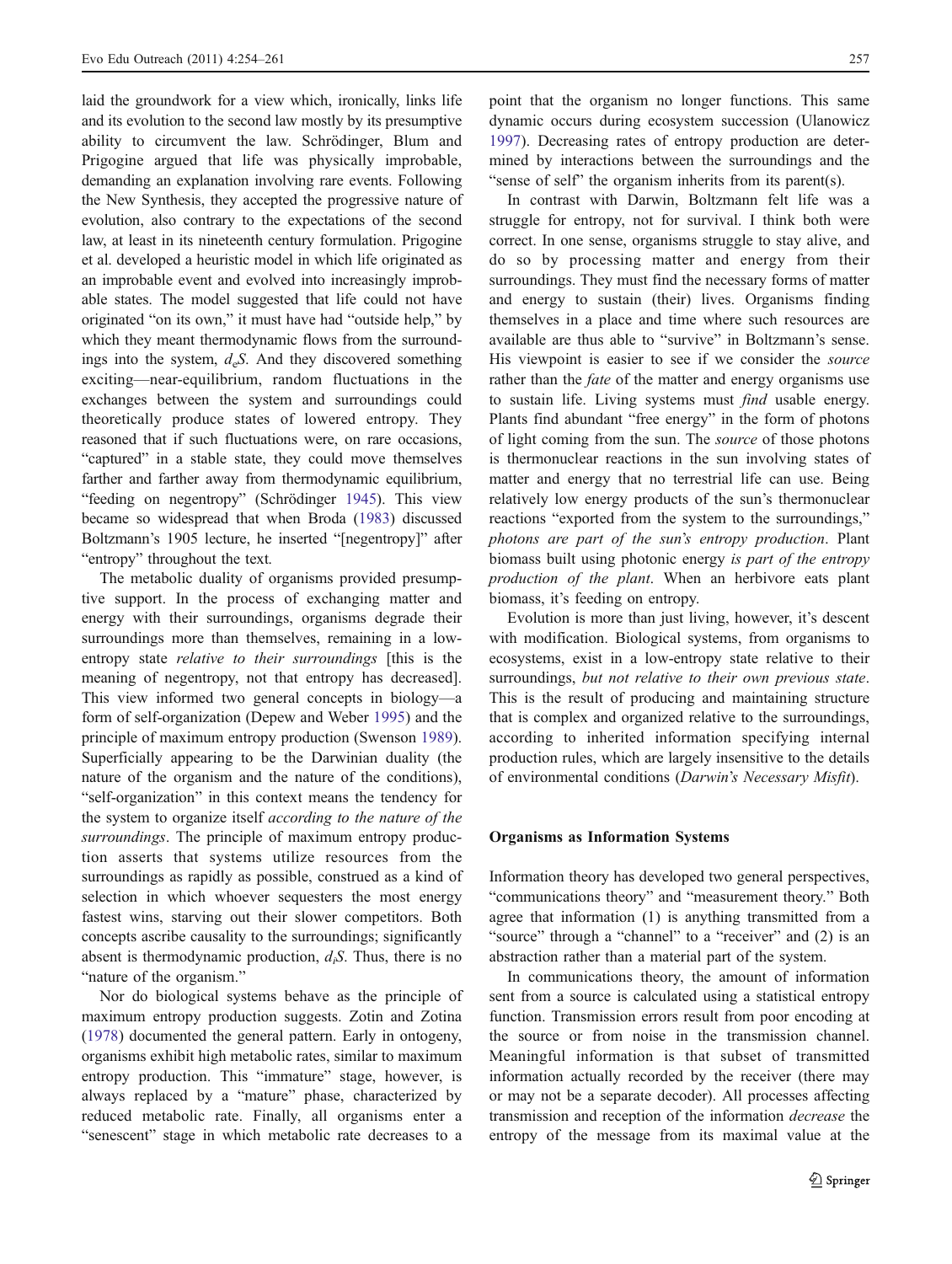laid the groundwork for a view which, ironically, links life and its evolution to the second law mostly by its presumptive ability to circumvent the law. Schrödinger, Blum and Prigogine argued that life was physically improbable, demanding an explanation involving rare events. Following the New Synthesis, they accepted the progressive nature of evolution, also contrary to the expectations of the second law, at least in its nineteenth century formulation. Prigogine et al. developed a heuristic model in which life originated as an improbable event and evolved into increasingly improbable states. The model suggested that life could not have originated "on its own," it must have had "outside help," by which they meant thermodynamic flows from the surroundings into the system, $d_eS$. And they discovered something exciting—near-equilibrium, random fluctuations in the exchanges between the system and surroundings could theoretically produce states of lowered entropy. They reasoned that if such fluctuations were, on rare occasions, "captured" in a stable state, they could move themselves farther and farther away from thermodynamic equilibrium, "feeding on negentropy" (Schrödinger 1945). This view became so widespread that when Broda (1983) discussed Boltzmann's 1905 lecture, he inserted "[negentropy]" after "entropy" throughout the text.

The metabolic duality of organisms provided presumptive support. In the process of exchanging matter and energy with their surroundings, organisms degrade their surroundings more than themselves, remaining in a low-entropy state *relative to their surroundings* [this is the meaning of negentropy, not that entropy has decreased]. This view informed two general concepts in biology—a form of self-organization (Depew and Weber 1995) and the principle of maximum entropy production (Swenson 1989). Superficially appearing to be the Darwinian duality (the nature of the organism and the nature of the conditions), "self-organization" in this context means the tendency for the system to organize itself *according to the nature of the surroundings*. The principle of maximum entropy production asserts that systems utilize resources from the surroundings as rapidly as possible, construed as a kind of selection in which whoever sequesters the most energy fastest wins, starving out their slower competitors. Both concepts ascribe causality to the surroundings; significantly absent is thermodynamic production, $d_iS$. Thus, there is no "nature of the organism."

Nor do biological systems behave as the principle of maximum entropy production suggests. Zotin and Zotina (1978) documented the general pattern. Early in ontogeny, organisms exhibit high metabolic rates, similar to maximum entropy production. This "immature" stage, however, is always replaced by a "mature" phase, characterized by reduced metabolic rate. Finally, all organisms enter a "senescent" stage in which metabolic rate decreases to a point that the organism no longer functions. This same dynamic occurs during ecosystem succession (Ulanowicz 1997). Decreasing rates of entropy production are determined by interactions between the surroundings and the "sense of self" the organism inherits from its parent(s).

In contrast with Darwin, Boltzmann felt life was a struggle for entropy, not for survival. I think both were correct. In one sense, organisms struggle to stay alive, and do so by processing matter and energy from their surroundings. They must find the necessary forms of matter and energy to sustain (their) lives. Organisms finding themselves in a place and time where such resources are available are thus able to "survive" in Boltzmann's sense. His viewpoint is easier to see if we consider the *source* rather than the *fate* of the matter and energy organisms use to sustain life. Living systems must *find* usable energy. Plants find abundant "free energy" in the form of photons of light coming from the sun. The *source* of those photons is thermonuclear reactions in the sun involving states of matter and energy that no terrestrial life can use. Being relatively low energy products of the sun's thermonuclear reactions "exported from the system to the surroundings," *photons are part of the sun's entropy production*. Plant biomass built using photonic energy *is part of the entropy production of the plant*. When an herbivore eats plant biomass, it's feeding on entropy.

Evolution is more than just living, however, it's descent with modification. Biological systems, from organisms to ecosystems, exist in a low-entropy state relative to their surroundings, *but not relative to their own previous state*. This is the result of producing and maintaining structure that is complex and organized relative to the surroundings, according to inherited information specifying internal production rules, which are largely insensitive to the details of environmental conditions (*Darwin's Necessary Misfit*).

## Organisms as Information Systems

Information theory has developed two general perspectives, "communications theory" and "measurement theory." Both agree that information (1) is anything transmitted from a "source" through a "channel" to a "receiver" and (2) is an abstraction rather than a material part of the system.

In communications theory, the amount of information sent from a source is calculated using a statistical entropy function. Transmission errors result from poor encoding at the source or from noise in the transmission channel. Meaningful information is that subset of transmitted information actually recorded by the receiver (there may or may not be a separate decoder). All processes affecting transmission and reception of the information *decrease* the entropy of the message from its maximal value at the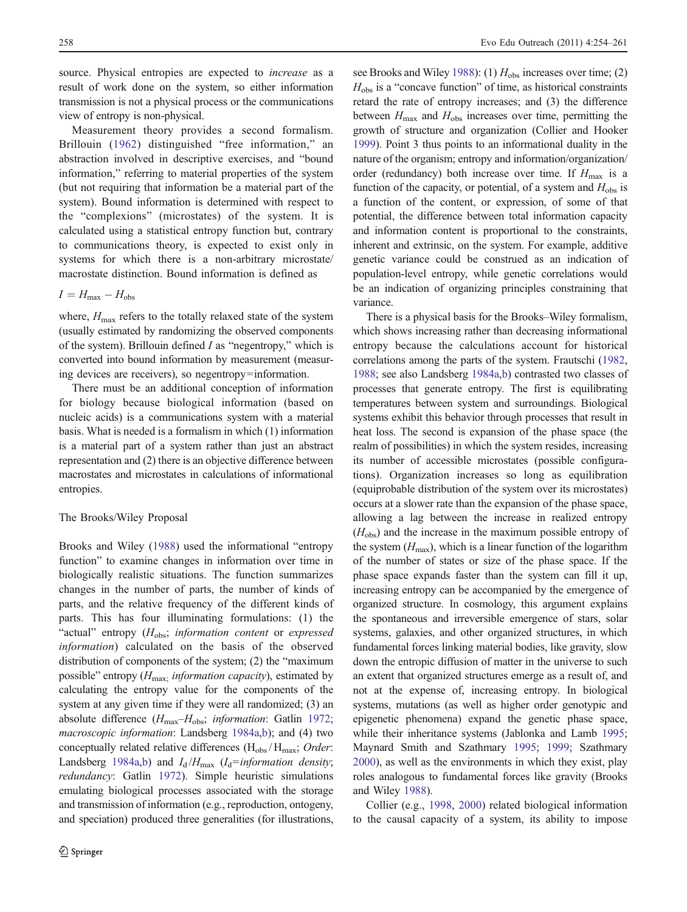source. Physical entropies are expected to *increase* as a result of work done on the system, so either information transmission is not a physical process or the communications view of entropy is non-physical.

Measurement theory provides a second formalism. Brillouin (1962) distinguished "free information," an abstraction involved in descriptive exercises, and "bound information," referring to material properties of the system (but not requiring that information be a material part of the system). Bound information is determined with respect to the "complexions" (microstates) of the system. It is calculated using a statistical entropy function but, contrary to communications theory, is expected to exist only in systems for which there is a non-arbitrary microstate/macrostate distinction. Bound information is defined as

$$I = H_{\max} - H_{\text{obs}}$$

where, $H_{\max}$ refers to the totally relaxed state of the system (usually estimated by randomizing the observed components of the system). Brillouin defined $I$ as "negentropy," which is converted into bound information by measurement (measuring devices are receivers), so negentropy=information.

There must be an additional conception of information for biology because biological information (based on nucleic acids) is a communications system with a material basis. What is needed is a formalism in which (1) information is a material part of a system rather than just an abstract representation and (2) there is an objective difference between macrostates and microstates in calculations of informational entropies.

## The Brooks/Wiley Proposal

Brooks and Wiley (1988) used the informational "entropy function" to examine changes in information over time in biologically realistic situations. The function summarizes changes in the number of parts, the number of kinds of parts, and the relative frequency of the different kinds of parts. This has four illuminating formulations: (1) the "actual" entropy ($H_{\text{obs}}$; *information content* or *expressed information*) calculated on the basis of the observed distribution of components of the system; (2) the "maximum possible" entropy ($H_{\max}$; *information capacity*), estimated by calculating the entropy value for the components of the system at any given time if they were all randomized; (3) an absolute difference ($H_{\max}$–$H_{\text{obs}}$; *information*: Gatlin 1972; *macroscopic information*: Landsberg 1984a,b); and (4) two conceptually related relative differences ($H_{\text{obs}}/H_{\max}$; *Order*: Landsberg 1984a,b) and $I_d/H_{\max}$ ($I_d$=*information density*; *redundancy*: Gatlin 1972). Simple heuristic simulations emulating biological processes associated with the storage and transmission of information (e.g., reproduction, ontogeny, and speciation) produced three generalities (for illustrations, see Brooks and Wiley 1988): (1) $H_{\text{obs}}$ increases over time; (2) $H_{\text{obs}}$ is a "concave function" of time, as historical constraints retard the rate of entropy increases; and (3) the difference between $H_{\max}$ and $H_{\text{obs}}$ increases over time, permitting the growth of structure and organization (Collier and Hooker 1999). Point 3 thus points to an informational duality in the nature of the organism; entropy and information/organization/order (redundancy) both increase over time. If $H_{\max}$ is a function of the capacity, or potential, of a system and $H_{\text{obs}}$ is a function of the content, or expression, of some of that potential, the difference between total information capacity and information content is proportional to the constraints, inherent and extrinsic, on the system. For example, additive genetic variance could be construed as an indication of population-level entropy, while genetic correlations would be an indication of organizing principles constraining that variance.

There is a physical basis for the Brooks–Wiley formalism, which shows increasing rather than decreasing informational entropy because the calculations account for historical correlations among the parts of the system. Frautschi (1982, 1988; see also Landsberg 1984a,b) contrasted two classes of processes that generate entropy. The first is equilibrating temperatures between system and surroundings. Biological systems exhibit this behavior through processes that result in heat loss. The second is expansion of the phase space (the realm of possibilities) in which the system resides, increasing its number of accessible microstates (possible configurations). Organization increases so long as equilibration (equiprobable distribution of the system over its microstates) occurs at a slower rate than the expansion of the phase space, allowing a lag between the increase in realized entropy ($H_{\text{obs}}$) and the increase in the maximum possible entropy of the system ($H_{\max}$), which is a linear function of the logarithm of the number of states or size of the phase space. If the phase space expands faster than the system can fill it up, increasing entropy can be accompanied by the emergence of organized structure. In cosmology, this argument explains the spontaneous and irreversible emergence of stars, solar systems, galaxies, and other organized structures, in which fundamental forces linking material bodies, like gravity, slow down the entropic diffusion of matter in the universe to such an extent that organized structures emerge as a result of, and not at the expense of, increasing entropy. In biological systems, mutations (as well as higher order genotypic and epigenetic phenomena) expand the genetic phase space, while their inheritance systems (Jablonka and Lamb 1995; Maynard Smith and Szathmary 1995; 1999; Szathmary 2000), as well as the environments in which they exist, play roles analogous to fundamental forces like gravity (Brooks and Wiley 1988).

Collier (e.g., 1998, 2000) related biological information to the causal capacity of a system, its ability to impose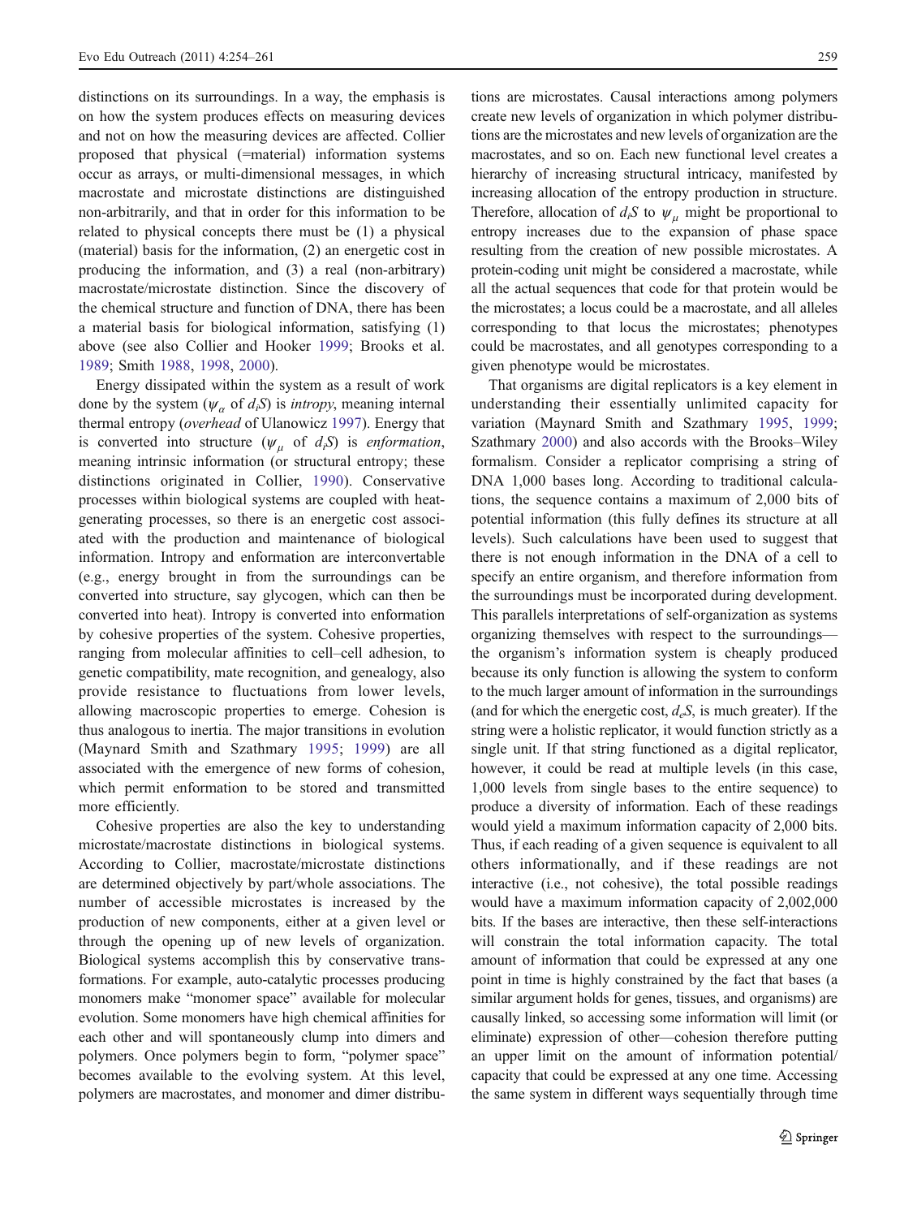distinctions on its surroundings. In a way, the emphasis is on how the system produces effects on measuring devices and not on how the measuring devices are affected. Collier proposed that physical (=material) information systems occur as arrays, or multi-dimensional messages, in which macrostate and microstate distinctions are distinguished non-arbitrarily, and that in order for this information to be related to physical concepts there must be (1) a physical (material) basis for the information, (2) an energetic cost in producing the information, and (3) a real (non-arbitrary) macrostate/microstate distinction. Since the discovery of the chemical structure and function of DNA, there has been a material basis for biological information, satisfying (1) above (see also Collier and Hooker 1999; Brooks et al. 1989; Smith 1988, 1998, 2000).

Energy dissipated within the system as a result of work done by the system ($\psi_\alpha$ of $d_iS$) is *intropy*, meaning internal thermal entropy (*overhead* of Ulanowicz 1997). Energy that is converted into structure ($\psi_\mu$ of $d_iS$) is *enformation*, meaning intrinsic information (or structural entropy; these distinctions originated in Collier, 1990). Conservative processes within biological systems are coupled with heat-generating processes, so there is an energetic cost associated with the production and maintenance of biological information. Intropy and enformation are interconvertable (e.g., energy brought in from the surroundings can be converted into structure, say glycogen, which can then be converted into heat). Intropy is converted into enformation by cohesive properties of the system. Cohesive properties, ranging from molecular affinities to cell–cell adhesion, to genetic compatibility, mate recognition, and genealogy, also provide resistance to fluctuations from lower levels, allowing macroscopic properties to emerge. Cohesion is thus analogous to inertia. The major transitions in evolution (Maynard Smith and Szathmary 1995; 1999) are all associated with the emergence of new forms of cohesion, which permit enformation to be stored and transmitted more efficiently.

Cohesive properties are also the key to understanding microstate/macrostate distinctions in biological systems. According to Collier, macrostate/microstate distinctions are determined objectively by part/whole associations. The number of accessible microstates is increased by the production of new components, either at a given level or through the opening up of new levels of organization. Biological systems accomplish this by conservative transformations. For example, auto-catalytic processes producing monomers make "monomer space" available for molecular evolution. Some monomers have high chemical affinities for each other and will spontaneously clump into dimers and polymers. Once polymers begin to form, "polymer space" becomes available to the evolving system. At this level, polymers are macrostates, and monomer and dimer distributions are microstates. Causal interactions among polymers create new levels of organization in which polymer distributions are the microstates and new levels of organization are the macrostates, and so on. Each new functional level creates a hierarchy of increasing structural intricacy, manifested by increasing allocation of the entropy production in structure. Therefore, allocation of $d_iS$ to $\psi_\mu$ might be proportional to entropy increases due to the expansion of phase space resulting from the creation of new possible microstates. A protein-coding unit might be considered a macrostate, while all the actual sequences that code for that protein would be the microstates; a locus could be a macrostate, and all alleles corresponding to that locus the microstates; phenotypes could be macrostates, and all genotypes corresponding to a given phenotype would be microstates.

That organisms are digital replicators is a key element in understanding their essentially unlimited capacity for variation (Maynard Smith and Szathmary 1995, 1999; Szathmary 2000) and also accords with the Brooks–Wiley formalism. Consider a replicator comprising a string of DNA 1,000 bases long. According to traditional calculations, the sequence contains a maximum of 2,000 bits of potential information (this fully defines its structure at all levels). Such calculations have been used to suggest that there is not enough information in the DNA of a cell to specify an entire organism, and therefore information from the surroundings must be incorporated during development. This parallels interpretations of self-organization as systems organizing themselves with respect to the surroundings—the organism's information system is cheaply produced because its only function is allowing the system to conform to the much larger amount of information in the surroundings (and for which the energetic cost, $d_eS$, is much greater). If the string were a holistic replicator, it would function strictly as a single unit. If that string functioned as a digital replicator, however, it could be read at multiple levels (in this case, 1,000 levels from single bases to the entire sequence) to produce a diversity of information. Each of these readings would yield a maximum information capacity of 2,000 bits. Thus, if each reading of a given sequence is equivalent to all others informationally, and if these readings are not interactive (i.e., not cohesive), the total possible readings would have a maximum information capacity of 2,002,000 bits. If the bases are interactive, then these self-interactions will constrain the total information capacity. The total amount of information that could be expressed at any one point in time is highly constrained by the fact that bases (a similar argument holds for genes, tissues, and organisms) are causally linked, so accessing some information will limit (or eliminate) expression of other—cohesion therefore putting an upper limit on the amount of information potential/capacity that could be expressed at any one time. Accessing the same system in different ways sequentially through time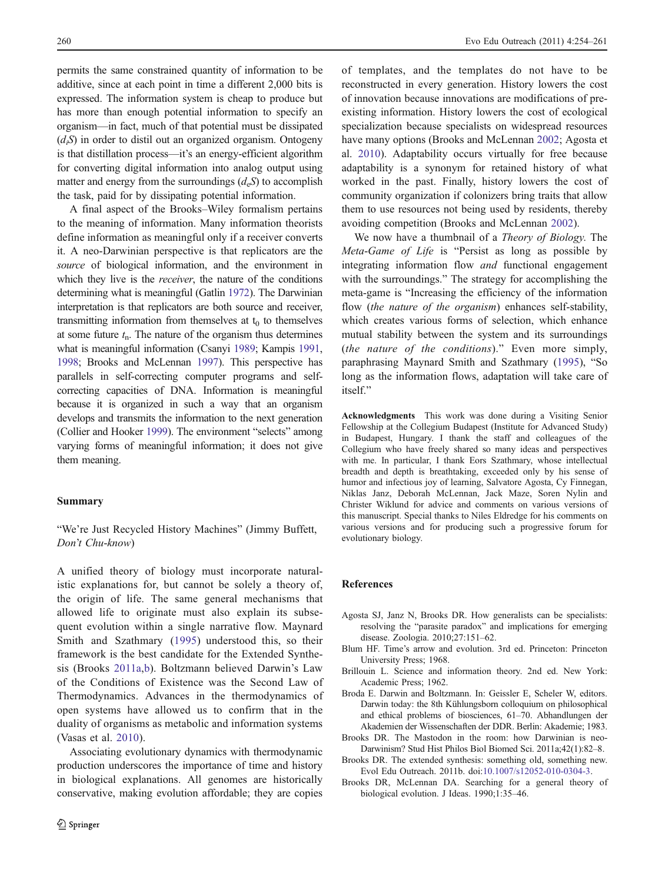permits the same constrained quantity of information to be additive, since at each point in time a different 2,000 bits is expressed. The information system is cheap to produce but has more than enough potential information to specify an organism—in fact, much of that potential must be dissipated ($d_iS$) in order to distil out an organized organism. Ontogeny is that distillation process—it's an energy-efficient algorithm for converting digital information into analog output using matter and energy from the surroundings ($d_eS$) to accomplish the task, paid for by dissipating potential information.

A final aspect of the Brooks–Wiley formalism pertains to the meaning of information. Many information theorists define information as meaningful only if a receiver converts it. A neo-Darwinian perspective is that replicators are the *source* of biological information, and the environment in which they live is the *receiver*, the nature of the conditions determining what is meaningful (Gatlin 1972). The Darwinian interpretation is that replicators are both source and receiver, transmitting information from themselves at $t_0$ to themselves at some future $t_n$. The nature of the organism thus determines what is meaningful information (Csanyi 1989; Kampis 1991, 1998; Brooks and McLennan 1997). This perspective has parallels in self-correcting computer programs and self-correcting capacities of DNA. Information is meaningful because it is organized in such a way that an organism develops and transmits the information to the next generation (Collier and Hooker 1999). The environment "selects" among varying forms of meaningful information; it does not give them meaning.

## Summary

"We're Just Recycled History Machines" (Jimmy Buffett, *Don't Chu-know*)

A unified theory of biology must incorporate naturalistic explanations for, but cannot be solely a theory of, the origin of life. The same general mechanisms that allowed life to originate must also explain its subsequent evolution within a single narrative flow. Maynard Smith and Szathmary (1995) understood this, so their framework is the best candidate for the Extended Synthesis (Brooks 2011a,b). Boltzmann believed Darwin's Law of the Conditions of Existence was the Second Law of Thermodynamics. Advances in the thermodynamics of open systems have allowed us to confirm that in the duality of organisms as metabolic and information systems (Vasas et al. 2010).

Associating evolutionary dynamics with thermodynamic production underscores the importance of time and history in biological explanations. All genomes are historically conservative, making evolution affordable; they are copies of templates, and the templates do not have to be reconstructed in every generation. History lowers the cost of innovation because innovations are modifications of pre-existing information. History lowers the cost of ecological specialization because specialists on widespread resources have many options (Brooks and McLennan 2002; Agosta et al. 2010). Adaptability occurs virtually for free because adaptability is a synonym for retained history of what worked in the past. Finally, history lowers the cost of community organization if colonizers bring traits that allow them to use resources not being used by residents, thereby avoiding competition (Brooks and McLennan 2002).

We now have a thumbnail of a *Theory of Biology*. The *Meta-Game of Life* is "Persist as long as possible by integrating information flow *and* functional engagement with the surroundings." The strategy for accomplishing the meta-game is "Increasing the efficiency of the information flow (*the nature of the organism*) enhances self-stability, which creates various forms of selection, which enhance mutual stability between the system and its surroundings (*the nature of the conditions*)." Even more simply, paraphrasing Maynard Smith and Szathmary (1995), "So long as the information flows, adaptation will take care of itself."

**Acknowledgments** This work was done during a Visiting Senior Fellowship at the Collegium Budapest (Institute for Advanced Study) in Budapest, Hungary. I thank the staff and colleagues of the Collegium who have freely shared so many ideas and perspectives with me. In particular, I thank Eors Szathmary, whose intellectual breadth and depth is breathtaking, exceeded only by his sense of humor and infectious joy of learning, Salvatore Agosta, Cy Finnegan, Niklas Janz, Deborah McLennan, Jack Maze, Soren Nylin and Christer Wiklund for advice and comments on various versions of this manuscript. Special thanks to Niles Eldredge for his comments on various versions and for producing such a progressive forum for evolutionary biology.

## References

- Agosta SJ, Janz N, Brooks DR. How generalists can be specialists: resolving the "parasite paradox" and implications for emerging disease. Zoologia. 2010;27:151–62.
- Blum HF. Time's arrow and evolution. 3rd ed. Princeton: Princeton University Press; 1968.
- Brillouin L. Science and information theory. 2nd ed. New York: Academic Press; 1962.
- Broda E. Darwin and Boltzmann. In: Geissler E, Scheler W, editors. Darwin today: the 8th Kühlungsborn colloquium on philosophical and ethical problems of biosciences, 61–70. Abhandlungen der Akademien der Wissenschaften der DDR. Berlin: Akademie; 1983.
- Brooks DR. The Mastodon in the room: how Darwinian is neo-Darwinism? Stud Hist Philos Biol Biomed Sci. 2011a;42(1):82–8.
- Brooks DR. The extended synthesis: something old, something new. Evol Edu Outreach. 2011b. doi:10.1007/s12052-010-0304-3.
- Brooks DR, McLennan DA. Searching for a general theory of biological evolution. J Ideas. 1990;1:35–46.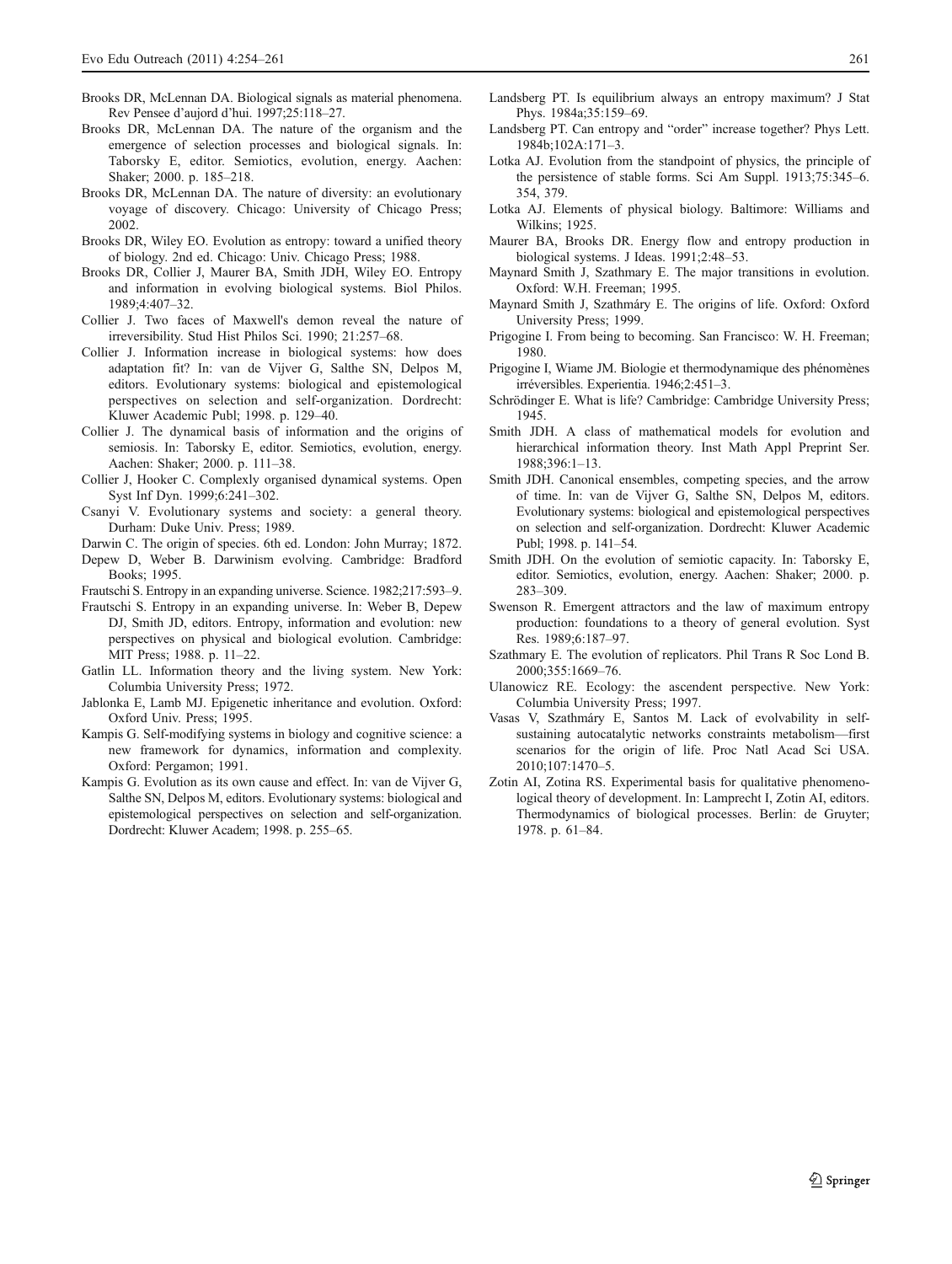Brooks DR, McLennan DA. Biological signals as material phenomena. Rev Pensee d'aujord d'hui. 1997;25:118–27.

Brooks DR, McLennan DA. The nature of the organism and the emergence of selection processes and biological signals. In: Taborsky E, editor. Semiotics, evolution, energy. Aachen: Shaker; 2000. p. 185–218.

Brooks DR, McLennan DA. The nature of diversity: an evolutionary voyage of discovery. Chicago: University of Chicago Press; 2002.

Brooks DR, Wiley EO. Evolution as entropy: toward a unified theory of biology. 2nd ed. Chicago: Univ. Chicago Press; 1988.

Brooks DR, Collier J, Maurer BA, Smith JDH, Wiley EO. Entropy and information in evolving biological systems. Biol Philos. 1989;4:407–32.

Collier J. Two faces of Maxwell's demon reveal the nature of irreversibility. Stud Hist Philos Sci. 1990; 21:257–68.

Collier J. Information increase in biological systems: how does adaptation fit? In: van de Vijver G, Salthe SN, Delpos M, editors. Evolutionary systems: biological and epistemological perspectives on selection and self-organization. Dordrecht: Kluwer Academic Publ; 1998. p. 129–40.

Collier J. The dynamical basis of information and the origins of semiosis. In: Taborsky E, editor. Semiotics, evolution, energy. Aachen: Shaker; 2000. p. 111–38.

Collier J, Hooker C. Complexly organised dynamical systems. Open Syst Inf Dyn. 1999;6:241–302.

Csanyi V. Evolutionary systems and society: a general theory. Durham: Duke Univ. Press; 1989.

Darwin C. The origin of species. 6th ed. London: John Murray; 1872.

Depew D, Weber B. Darwinism evolving. Cambridge: Bradford Books; 1995.

Frautschi S. Entropy in an expanding universe. Science. 1982;217:593–9.

Frautschi S. Entropy in an expanding universe. In: Weber B, Depew DJ, Smith JD, editors. Entropy, information and evolution: new perspectives on physical and biological evolution. Cambridge: MIT Press; 1988. p. 11–22.

Gatlin LL. Information theory and the living system. New York: Columbia University Press; 1972.

Jablonka E, Lamb MJ. Epigenetic inheritance and evolution. Oxford: Oxford Univ. Press; 1995.

Kampis G. Self-modifying systems in biology and cognitive science: a new framework for dynamics, information and complexity. Oxford: Pergamon; 1991.

Kampis G. Evolution as its own cause and effect. In: van de Vijver G, Salthe SN, Delpos M, editors. Evolutionary systems: biological and epistemological perspectives on selection and self-organization. Dordrecht: Kluwer Academ; 1998. p. 255–65.

Landsberg PT. Is equilibrium always an entropy maximum? J Stat Phys. 1984a;35:159–69.

Landsberg PT. Can entropy and "order" increase together? Phys Lett. 1984b;102A:171–3.

Lotka AJ. Evolution from the standpoint of physics, the principle of the persistence of stable forms. Sci Am Suppl. 1913;75:345–6. 354, 379.

Lotka AJ. Elements of physical biology. Baltimore: Williams and Wilkins; 1925.

Maurer BA, Brooks DR. Energy flow and entropy production in biological systems. J Ideas. 1991;2:48–53.

Maynard Smith J, Szathmary E. The major transitions in evolution. Oxford: W.H. Freeman; 1995.

Maynard Smith J, Szathmáry E. The origins of life. Oxford: Oxford University Press; 1999.

Prigogine I. From being to becoming. San Francisco: W. H. Freeman; 1980.

Prigogine I, Wiame JM. Biologie et thermodynamique des phénomènes irréversibles. Experientia. 1946;2:451–3.

Schrödinger E. What is life? Cambridge: Cambridge University Press; 1945.

Smith JDH. A class of mathematical models for evolution and hierarchical information theory. Inst Math Appl Preprint Ser. 1988;396:1–13.

Smith JDH. Canonical ensembles, competing species, and the arrow of time. In: van de Vijver G, Salthe SN, Delpos M, editors. Evolutionary systems: biological and epistemological perspectives on selection and self-organization. Dordrecht: Kluwer Academic Publ; 1998. p. 141–54.

Smith JDH. On the evolution of semiotic capacity. In: Taborsky E, editor. Semiotics, evolution, energy. Aachen: Shaker; 2000. p. 283–309.

Swenson R. Emergent attractors and the law of maximum entropy production: foundations to a theory of general evolution. Syst Res. 1989;6:187–97.

Szathmary E. The evolution of replicators. Phil Trans R Soc Lond B. 2000;355:1669–76.

Ulanowicz RE. Ecology: the ascendent perspective. New York: Columbia University Press; 1997.

Vasas V, Szathmáry E, Santos M. Lack of evolvability in self-sustaining autocatalytic networks constraints metabolism—first scenarios for the origin of life. Proc Natl Acad Sci USA. 2010;107:1470–5.

Zotin AI, Zotina RS. Experimental basis for qualitative phenomenological theory of development. In: Lamprecht I, Zotin AI, editors. Thermodynamics of biological processes. Berlin: de Gruyter; 1978. p. 61–84.